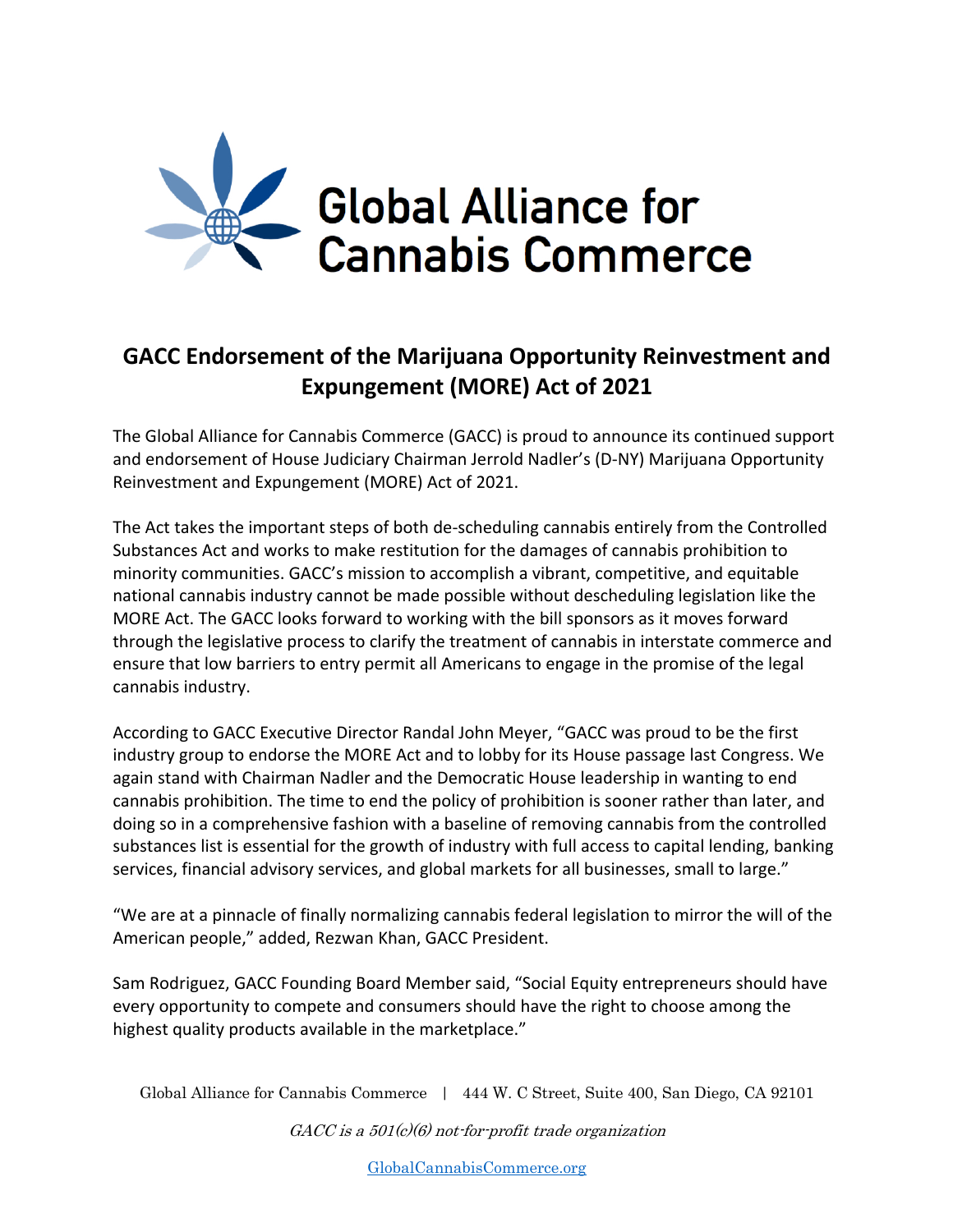Global Alliance for Cannabis Commerce

# GACC Endorsement of the Marijuana Opportunity Reinvestment and Expungement (MORE) Act of 2021

The Global Alliance for Cannabis Commerce (GACC) is proud to announce its continued support and endorsement of House Judiciary Chairman Jerrold Nadler's (D-NY) Marijuana Opportunity Reinvestment and Expungement (MORE) Act of 2021.

The Act takes the important steps of both de-scheduling cannabis entirely from the Controlled Substances Act and works to make restitution for the damages of cannabis prohibition to minority communities. GACC's mission to accomplish a vibrant, competitive, and equitable national cannabis industry cannot be made possible without descheduling legislation like the MORE Act. The GACC looks forward to working with the bill sponsors as it moves forward through the legislative process to clarify the treatment of cannabis in interstate commerce and ensure that low barriers to entry permit all Americans to engage in the promise of the legal cannabis industry.

According to GACC Executive Director Randal John Meyer, "GACC was proud to be the first industry group to endorse the MORE Act and to lobby for its House passage last Congress. We again stand with Chairman Nadler and the Democratic House leadership in wanting to end cannabis prohibition. The time to end the policy of prohibition is sooner rather than later, and doing so in a comprehensive fashion with a baseline of removing cannabis from the controlled substances list is essential for the growth of industry with full access to capital lending, banking services, financial advisory services, and global markets for all businesses, small to large."

"We are at a pinnacle of finally normalizing cannabis federal legislation to mirror the will of the American people," added, Rezwan Khan, GACC President.

Sam Rodriguez, GACC Founding Board Member said, "Social Equity entrepreneurs should have every opportunity to compete and consumers should have the right to choose among the highest quality products available in the marketplace."

Global Alliance for Cannabis Commerce | 444 W. C Street, Suite 400, San Diego, CA 92101

*GACC is a 501(c)(6) not-for-profit trade organization*

GlobalCannabisCommerce.org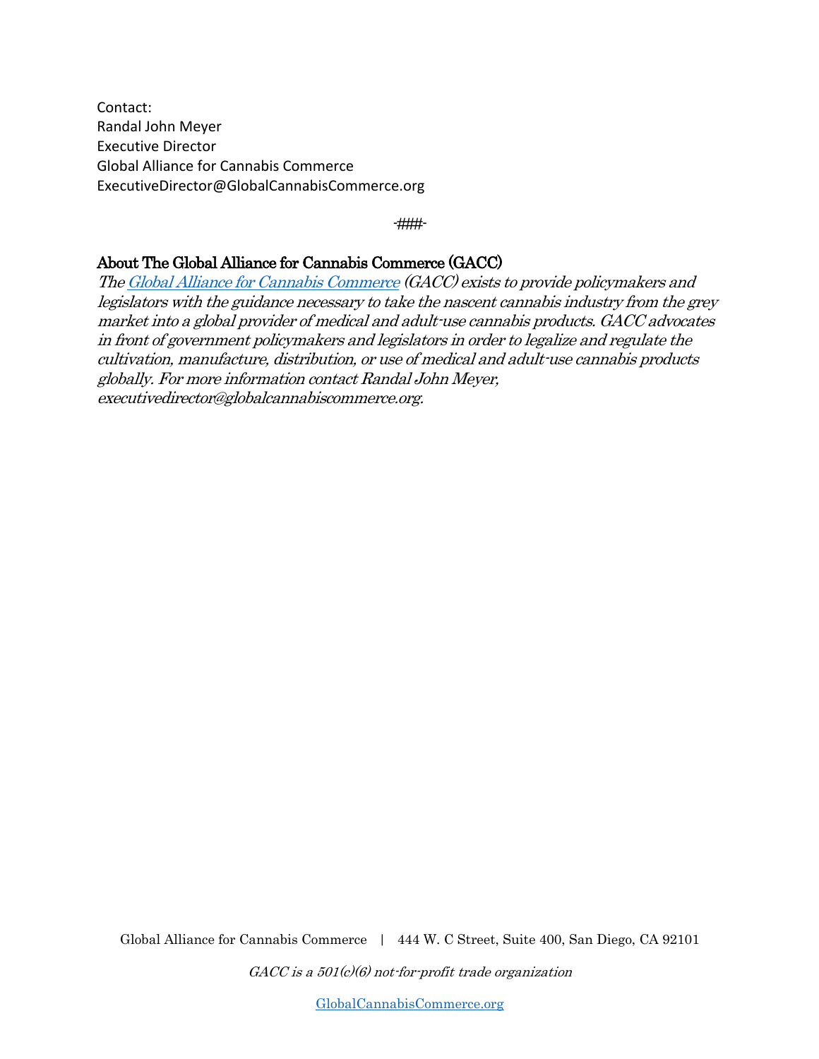Contact:
Randal John Meyer
Executive Director
Global Alliance for Cannabis Commerce
ExecutiveDirector@GlobalCannabisCommerce.org

-###-

## About The Global Alliance for Cannabis Commerce (GACC)

*The Global Alliance for Cannabis Commerce (GACC) exists to provide policymakers and legislators with the guidance necessary to take the nascent cannabis industry from the grey market into a global provider of medical and adult-use cannabis products. GACC advocates in front of government policymakers and legislators in order to legalize and regulate the cultivation, manufacture, distribution, or use of medical and adult-use cannabis products globally. For more information contact Randal John Meyer, executivedirector@globalcannabiscommerce.org.*

Global Alliance for Cannabis Commerce | 444 W. C Street, Suite 400, San Diego, CA 92101

*GACC is a 501(c)(6) not-for-profit trade organization*

GlobalCannabisCommerce.org